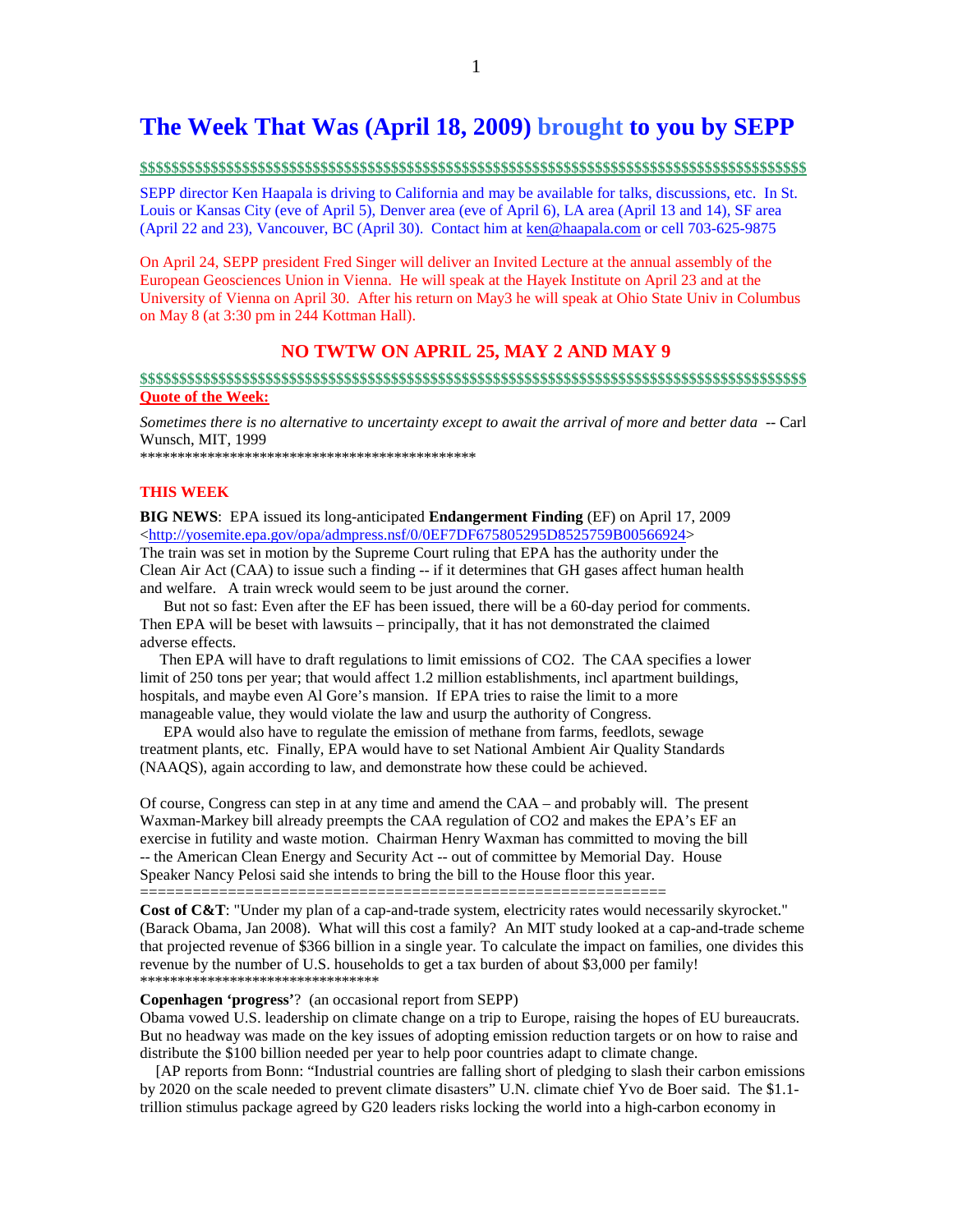# The Week That Was (April 18, 2009) brought to you by SEPP

$$$$$$$$$$$$$$$$$$$$$$$$$$$$$$$$$$$$$$$$$$$$$$$$$$$$$$$$$$$$$$$$$$$$$$$$$$$$$$$$$$$$$$$$

SEPP director Ken Haapala is driving to California and may be available for talks, discussions, etc. In St. Louis or Kansas City (eve of April 5), Denver area (eve of April 6), LA area (April 13 and 14), SF area (April 22 and 23), Vancouver, BC (April 30). Contact him at ken@haapala.com or cell 703-625-9875

On April 24, SEPP president Fred Singer will deliver an Invited Lecture at the annual assembly of the European Geosciences Union in Vienna. He will speak at the Hayek Institute on April 23 and at the University of Vienna on April 30. After his return on May3 he will speak at Ohio State Univ in Columbus on May 8 (at 3:30 pm in 244 Kottman Hall).

## NO TWTW ON APRIL 25, MAY 2 AND MAY 9

$$$$$$$$$$$$$$$$$$$$$$$$$$$$$$$$$$$$$$$$$$$$$$$$$$$$$$$$$$$$$$$$$$$$$$$$$$$$$$$$$$$$$$$$

**Quote of the Week:**

*Sometimes there is no alternative to uncertainty except to await the arrival of more and better data* -- Carl Wunsch, MIT, 1999

*********************************************

**THIS WEEK**

**BIG NEWS**: EPA issued its long-anticipated **Endangerment Finding** (EF) on April 17, 2009 <http://yosemite.epa.gov/opa/admpress.nsf/0/0EF7DF675805295D8525759B00566924>
The train was set in motion by the Supreme Court ruling that EPA has the authority under the Clean Air Act (CAA) to issue such a finding -- if it determines that GH gases affect human health and welfare. A train wreck would seem to be just around the corner.

But not so fast: Even after the EF has been issued, there will be a 60-day period for comments. Then EPA will be beset with lawsuits – principally, that it has not demonstrated the claimed adverse effects.

Then EPA will have to draft regulations to limit emissions of $CO_2$. The CAA specifies a lower limit of 250 tons per year; that would affect 1.2 million establishments, incl apartment buildings, hospitals, and maybe even Al Gore's mansion. If EPA tries to raise the limit to a more manageable value, they would violate the law and usurp the authority of Congress.

EPA would also have to regulate the emission of methane from farms, feedlots, sewage treatment plants, etc. Finally, EPA would have to set National Ambient Air Quality Standards (NAAQS), again according to law, and demonstrate how these could be achieved.

Of course, Congress can step in at any time and amend the CAA – and probably will. The present Waxman-Markey bill already preempts the CAA regulation of $CO_2$ and makes the EPA's EF an exercise in futility and waste motion. Chairman Henry Waxman has committed to moving the bill -- the American Clean Energy and Security Act -- out of committee by Memorial Day. House Speaker Nancy Pelosi said she intends to bring the bill to the House floor this year.

============================================================

**Cost of C&T**: "Under my plan of a cap-and-trade system, electricity rates would necessarily skyrocket." (Barack Obama, Jan 2008). What will this cost a family? An MIT study looked at a cap-and-trade scheme that projected revenue of $366 billion in a single year. To calculate the impact on families, one divides this revenue by the number of U.S. households to get a tax burden of about $3,000 per family!

*******************************

**Copenhagen 'progress'**? (an occasional report from SEPP)

Obama vowed U.S. leadership on climate change on a trip to Europe, raising the hopes of EU bureaucrats. But no headway was made on the key issues of adopting emission reduction targets or on how to raise and distribute the $100 billion needed per year to help poor countries adapt to climate change.

[AP reports from Bonn: "Industrial countries are falling short of pledging to slash their carbon emissions by 2020 on the scale needed to prevent climate disasters" U.N. climate chief Yvo de Boer said. The $1.1-trillion stimulus package agreed by G20 leaders risks locking the world into a high-carbon economy in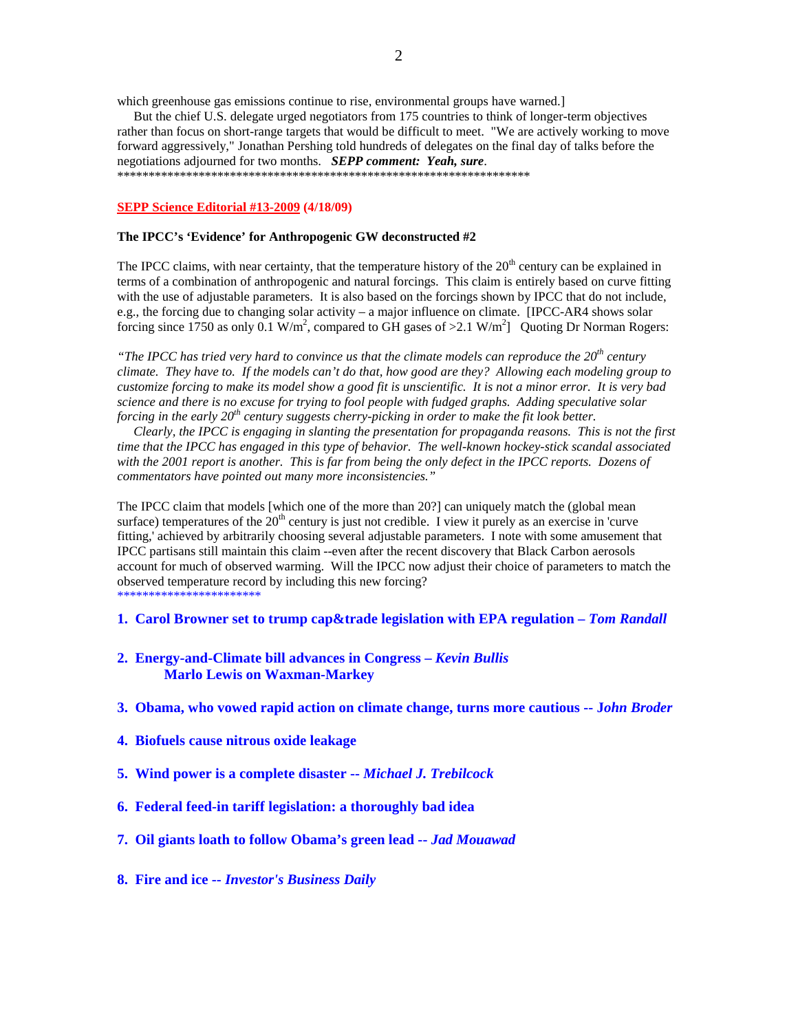which greenhouse gas emissions continue to rise, environmental groups have warned.]

But the chief U.S. delegate urged negotiators from 175 countries to think of longer-term objectives rather than focus on short-range targets that would be difficult to meet. "We are actively working to move forward aggressively," Jonathan Pershing told hundreds of delegates on the final day of talks before the negotiations adjourned for two months. ***SEPP comment: Yeah, sure***.

\*\*\*\*\*\*\*\*\*\*\*\*\*\*\*\*\*\*\*\*\*\*\*\*\*\*\*\*\*\*\*\*\*\*\*\*\*\*\*\*\*\*\*\*\*\*\*\*\*\*\*\*\*\*\*\*\*\*\*\*\*\*\*\*\*\*\*

**SEPP Science Editorial #13-2009 (4/18/09)**

**The IPCC's 'Evidence' for Anthropogenic GW deconstructed #2**

The IPCC claims, with near certainty, that the temperature history of the 20th century can be explained in terms of a combination of anthropogenic and natural forcings. This claim is entirely based on curve fitting with the use of adjustable parameters. It is also based on the forcings shown by IPCC that do not include, e.g., the forcing due to changing solar activity – a major influence on climate. [IPCC-AR4 shows solar forcing since 1750 as only 0.1 $W/m^2$, compared to GH gases of >2.1 $W/m^2$] Quoting Dr Norman Rogers:

*"The IPCC has tried very hard to convince us that the climate models can reproduce the 20th century climate. They have to. If the models can't do that, how good are they? Allowing each modeling group to customize forcing to make its model show a good fit is unscientific. It is not a minor error. It is very bad science and there is no excuse for trying to fool people with fudged graphs. Adding speculative solar forcing in the early 20th century suggests cherry-picking in order to make the fit look better.*

*Clearly, the IPCC is engaging in slanting the presentation for propaganda reasons. This is not the first time that the IPCC has engaged in this type of behavior. The well-known hockey-stick scandal associated with the 2001 report is another. This is far from being the only defect in the IPCC reports. Dozens of commentators have pointed out many more inconsistencies."*

The IPCC claim that models [which one of the more than 20?] can uniquely match the (global mean surface) temperatures of the 20th century is just not credible. I view it purely as an exercise in 'curve fitting,' achieved by arbitrarily choosing several adjustable parameters. I note with some amusement that IPCC partisans still maintain this claim --even after the recent discovery that Black Carbon aerosols account for much of observed warming. Will the IPCC now adjust their choice of parameters to match the observed temperature record by including this new forcing?

\*\*\*\*\*\*\*\*\*\*\*\*\*\*\*\*\*\*\*\*\*\*\*\*

1. **Carol Browner set to trump cap&trade legislation with EPA regulation – *Tom Randall***

2. **Energy-and-Climate bill advances in Congress – *Kevin Bullis***
   **Marlo Lewis on Waxman-Markey**

3. **Obama, who vowed rapid action on climate change, turns more cautious -- *John Broder***

4. **Biofuels cause nitrous oxide leakage**

5. **Wind power is a complete disaster -- *Michael J. Trebilcock***

6. **Federal feed-in tariff legislation: a thoroughly bad idea**

7. **Oil giants loath to follow Obama's green lead -- *Jad Mouawad***

8. **Fire and ice -- *Investor's Business Daily***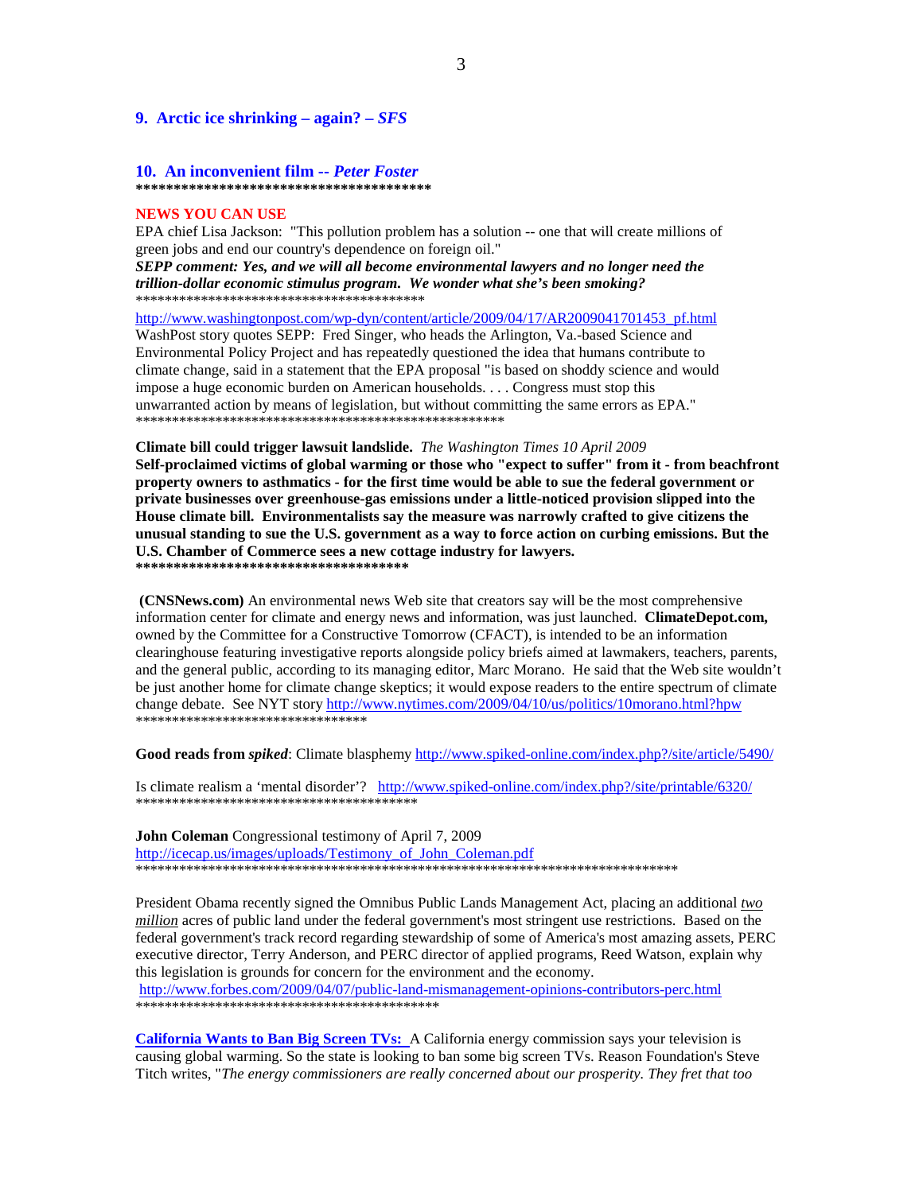## 9. Arctic ice shrinking – again? – *SFS*

## 10. An inconvenient film -- *Peter Foster*

**\*\*\*\*\*\*\*\*\*\*\*\*\*\*\*\*\*\*\*\*\*\*\*\*\*\*\*\*\*\*\*\*\*\*\*\*\*\*\*\***

**NEWS YOU CAN USE**

EPA chief Lisa Jackson: "This pollution problem has a solution -- one that will create millions of green jobs and end our country's dependence on foreign oil."

***SEPP comment: Yes, and we will all become environmental lawyers and no longer need the trillion-dollar economic stimulus program. We wonder what she's been smoking?***

\*\*\*\*\*\*\*\*\*\*\*\*\*\*\*\*\*\*\*\*\*\*\*\*\*\*\*\*\*\*\*\*\*\*\*\*\*\*\*\*\*\*

http://www.washingtonpost.com/wp-dyn/content/article/2009/04/17/AR2009041701453_pf.html

WashPost story quotes SEPP: Fred Singer, who heads the Arlington, Va.-based Science and Environmental Policy Project and has repeatedly questioned the idea that humans contribute to climate change, said in a statement that the EPA proposal "is based on shoddy science and would impose a huge economic burden on American households. . . . Congress must stop this unwarranted action by means of legislation, but without committing the same errors as EPA."

\*\*\*\*\*\*\*\*\*\*\*\*\*\*\*\*\*\*\*\*\*\*\*\*\*\*\*\*\*\*\*\*\*\*\*\*\*\*\*\*\*\*\*\*\*\*\*\*\*\*\*\*\*\*

**Climate bill could trigger lawsuit landslide.** *The Washington Times 10 April 2009*

**Self-proclaimed victims of global warming or those who "expect to suffer" from it - from beachfront property owners to asthmatics - for the first time would be able to sue the federal government or private businesses over greenhouse-gas emissions under a little-noticed provision slipped into the House climate bill. Environmentalists say the measure was narrowly crafted to give citizens the unusual standing to sue the U.S. government as a way to force action on curbing emissions. But the U.S. Chamber of Commerce sees a new cottage industry for lawyers.**

**\*\*\*\*\*\*\*\*\*\*\*\*\*\*\*\*\*\*\*\*\*\*\*\*\*\*\*\*\*\*\*\*\*\*\*\*\*\***

**(CNSNews.com)** An environmental news Web site that creators say will be the most comprehensive information center for climate and energy news and information, was just launched. **ClimateDepot.com,** owned by the Committee for a Constructive Tomorrow (CFACT), is intended to be an information clearinghouse featuring investigative reports alongside policy briefs aimed at lawmakers, teachers, parents, and the general public, according to its managing editor, Marc Morano. He said that the Web site wouldn't be just another home for climate change skeptics; it would expose readers to the entire spectrum of climate change debate. See NYT story http://www.nytimes.com/2009/04/10/us/politics/10morano.html?hpw

\*\*\*\*\*\*\*\*\*\*\*\*\*\*\*\*\*\*\*\*\*\*\*\*\*\*\*\*\*\*\*\*\*\*

**Good reads from *spiked***: Climate blasphemy http://www.spiked-online.com/index.php?/site/article/5490/

Is climate realism a 'mental disorder'? http://www.spiked-online.com/index.php?/site/printable/6320/

\*\*\*\*\*\*\*\*\*\*\*\*\*\*\*\*\*\*\*\*\*\*\*\*\*\*\*\*\*\*\*\*\*\*\*\*\*\*\*\*\*

**John Coleman** Congressional testimony of April 7, 2009

http://icecap.us/images/uploads/Testimony_of_John_Coleman.pdf

\*\*\*\*\*\*\*\*\*\*\*\*\*\*\*\*\*\*\*\*\*\*\*\*\*\*\*\*\*\*\*\*\*\*\*\*\*\*\*\*\*\*\*\*\*\*\*\*\*\*\*\*\*\*\*\*\*\*\*\*\*\*\*\*\*\*\*\*\*\*\*\*\*\*\*\*\*\*\*\*

President Obama recently signed the Omnibus Public Lands Management Act, placing an additional *two million* acres of public land under the federal government's most stringent use restrictions. Based on the federal government's track record regarding stewardship of some of America's most amazing assets, PERC executive director, Terry Anderson, and PERC director of applied programs, Reed Watson, explain why this legislation is grounds for concern for the environment and the economy.

http://www.forbes.com/2009/04/07/public-land-mismanagement-opinions-contributors-perc.html

\*\*\*\*\*\*\*\*\*\*\*\*\*\*\*\*\*\*\*\*\*\*\*\*\*\*\*\*\*\*\*\*\*\*\*\*\*\*\*\*\*\*\*\*\*

**California Wants to Ban Big Screen TVs:** A California energy commission says your television is causing global warming. So the state is looking to ban some big screen TVs. Reason Foundation's Steve Titch writes, "*The energy commissioners are really concerned about our prosperity. They fret that too*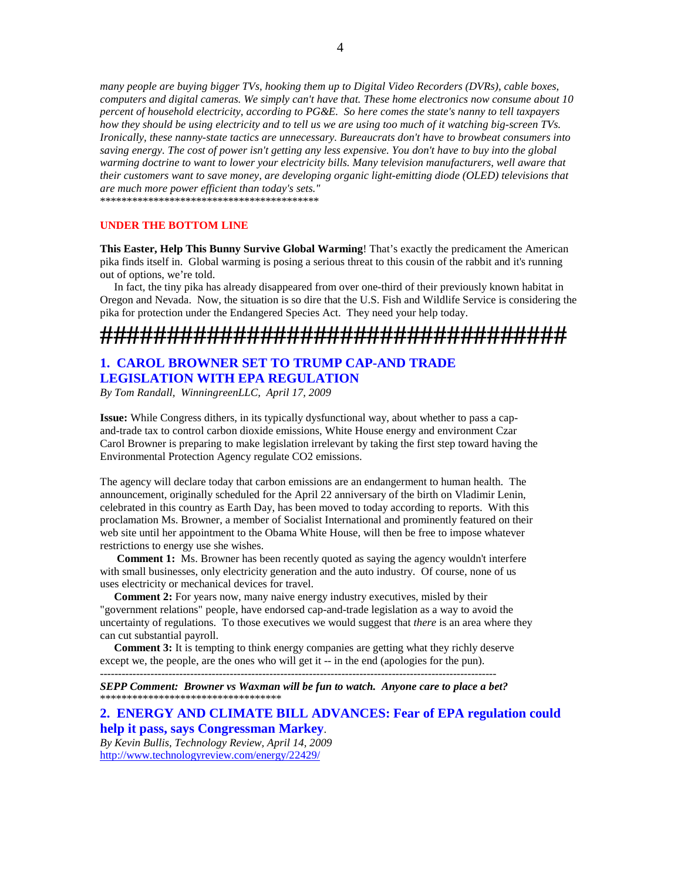*many people are buying bigger TVs, hooking them up to Digital Video Recorders (DVRs), cable boxes, computers and digital cameras. We simply can't have that. These home electronics now consume about 10 percent of household electricity, according to PG&E. So here comes the state's nanny to tell taxpayers how they should be using electricity and to tell us we are using too much of it watching big-screen TVs. Ironically, these nanny-state tactics are unnecessary. Bureaucrats don't have to browbeat consumers into saving energy. The cost of power isn't getting any less expensive. You don't have to buy into the global warming doctrine to want to lower your electricity bills. Many television manufacturers, well aware that their customers want to save money, are developing organic light-emitting diode (OLED) televisions that are much more power efficient than today's sets."*

******************************************

**UNDER THE BOTTOM LINE**

**This Easter, Help This Bunny Survive Global Warming**! That's exactly the predicament the American pika finds itself in. Global warming is posing a serious threat to this cousin of the rabbit and it's running out of options, we're told.

In fact, the tiny pika has already disappeared from over one-third of their previously known habitat in Oregon and Nevada. Now, the situation is so dire that the U.S. Fish and Wildlife Service is considering the pika for protection under the Endangered Species Act. They need your help today.

**#######################################**

## 1. CAROL BROWNER SET TO TRUMP CAP-AND TRADE LEGISLATION WITH EPA REGULATION

*By Tom Randall, WinningreenLLC, April 17, 2009*

**Issue:** While Congress dithers, in its typically dysfunctional way, about whether to pass a cap-and-trade tax to control carbon dioxide emissions, White House energy and environment Czar Carol Browner is preparing to make legislation irrelevant by taking the first step toward having the Environmental Protection Agency regulate CO2 emissions.

The agency will declare today that carbon emissions are an endangerment to human health. The announcement, originally scheduled for the April 22 anniversary of the birth on Vladimir Lenin, celebrated in this country as Earth Day, has been moved to today according to reports. With this proclamation Ms. Browner, a member of Socialist International and prominently featured on their web site until her appointment to the Obama White House, will then be free to impose whatever restrictions to energy use she wishes.

**Comment 1:** Ms. Browner has been recently quoted as saying the agency wouldn't interfere with small businesses, only electricity generation and the auto industry. Of course, none of us uses electricity or mechanical devices for travel.

**Comment 2:** For years now, many naive energy industry executives, misled by their "government relations" people, have endorsed cap-and-trade legislation as a way to avoid the uncertainty of regulations. To those executives we would suggest that *there* is an area where they can cut substantial payroll.

**Comment 3:** It is tempting to think energy companies are getting what they richly deserve except we, the people, are the ones who will get it -- in the end (apologies for the pun).

---

***SEPP Comment: Browner vs Waxman will be fun to watch. Anyone care to place a bet?***

**********************************

## 2. ENERGY AND CLIMATE BILL ADVANCES: Fear of EPA regulation could help it pass, says Congressman Markey.

*By Kevin Bullis, Technology Review, April 14, 2009*

http://www.technologyreview.com/energy/22429/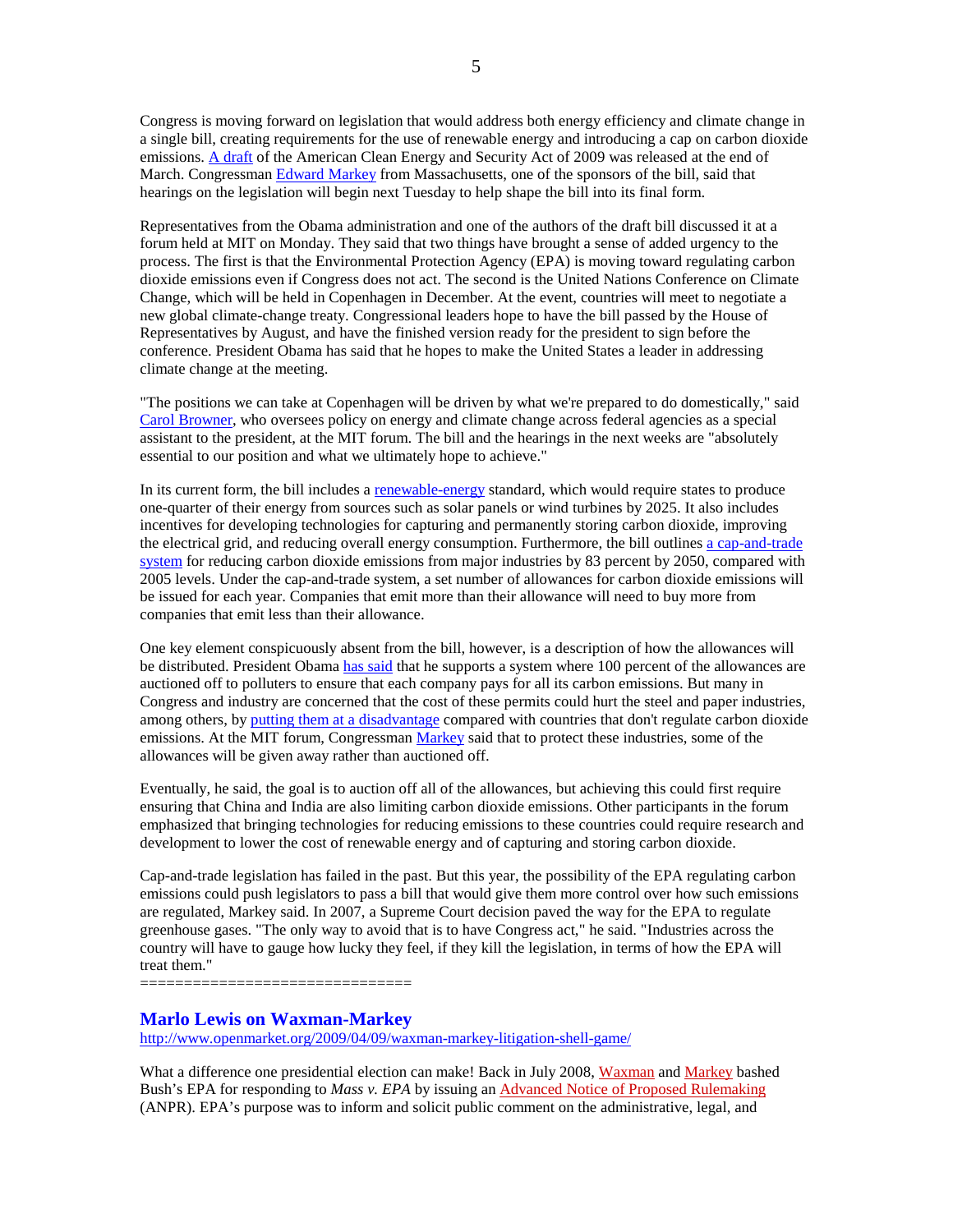Congress is moving forward on legislation that would address both energy efficiency and climate change in a single bill, creating requirements for the use of renewable energy and introducing a cap on carbon dioxide emissions. A draft of the American Clean Energy and Security Act of 2009 was released at the end of March. Congressman Edward Markey from Massachusetts, one of the sponsors of the bill, said that hearings on the legislation will begin next Tuesday to help shape the bill into its final form.

Representatives from the Obama administration and one of the authors of the draft bill discussed it at a forum held at MIT on Monday. They said that two things have brought a sense of added urgency to the process. The first is that the Environmental Protection Agency (EPA) is moving toward regulating carbon dioxide emissions even if Congress does not act. The second is the United Nations Conference on Climate Change, which will be held in Copenhagen in December. At the event, countries will meet to negotiate a new global climate-change treaty. Congressional leaders hope to have the bill passed by the House of Representatives by August, and have the finished version ready for the president to sign before the conference. President Obama has said that he hopes to make the United States a leader in addressing climate change at the meeting.

"The positions we can take at Copenhagen will be driven by what we're prepared to do domestically," said Carol Browner, who oversees policy on energy and climate change across federal agencies as a special assistant to the president, at the MIT forum. The bill and the hearings in the next weeks are "absolutely essential to our position and what we ultimately hope to achieve."

In its current form, the bill includes a renewable-energy standard, which would require states to produce one-quarter of their energy from sources such as solar panels or wind turbines by 2025. It also includes incentives for developing technologies for capturing and permanently storing carbon dioxide, improving the electrical grid, and reducing overall energy consumption. Furthermore, the bill outlines a cap-and-trade system for reducing carbon dioxide emissions from major industries by 83 percent by 2050, compared with 2005 levels. Under the cap-and-trade system, a set number of allowances for carbon dioxide emissions will be issued for each year. Companies that emit more than their allowance will need to buy more from companies that emit less than their allowance.

One key element conspicuously absent from the bill, however, is a description of how the allowances will be distributed. President Obama has said that he supports a system where 100 percent of the allowances are auctioned off to polluters to ensure that each company pays for all its carbon emissions. But many in Congress and industry are concerned that the cost of these permits could hurt the steel and paper industries, among others, by putting them at a disadvantage compared with countries that don't regulate carbon dioxide emissions. At the MIT forum, Congressman Markey said that to protect these industries, some of the allowances will be given away rather than auctioned off.

Eventually, he said, the goal is to auction off all of the allowances, but achieving this could first require ensuring that China and India are also limiting carbon dioxide emissions. Other participants in the forum emphasized that bringing technologies for reducing emissions to these countries could require research and development to lower the cost of renewable energy and of capturing and storing carbon dioxide.

Cap-and-trade legislation has failed in the past. But this year, the possibility of the EPA regulating carbon emissions could push legislators to pass a bill that would give them more control over how such emissions are regulated, Markey said. In 2007, a Supreme Court decision paved the way for the EPA to regulate greenhouse gases. "The only way to avoid that is to have Congress act," he said. "Industries across the country will have to gauge how lucky they feel, if they kill the legislation, in terms of how the EPA will treat them."

==============================

## Marlo Lewis on Waxman-Markey

http://www.openmarket.org/2009/04/09/waxman-markey-litigation-shell-game/

What a difference one presidential election can make! Back in July 2008, Waxman and Markey bashed Bush's EPA for responding to *Mass v. EPA* by issuing an Advanced Notice of Proposed Rulemaking (ANPR). EPA's purpose was to inform and solicit public comment on the administrative, legal, and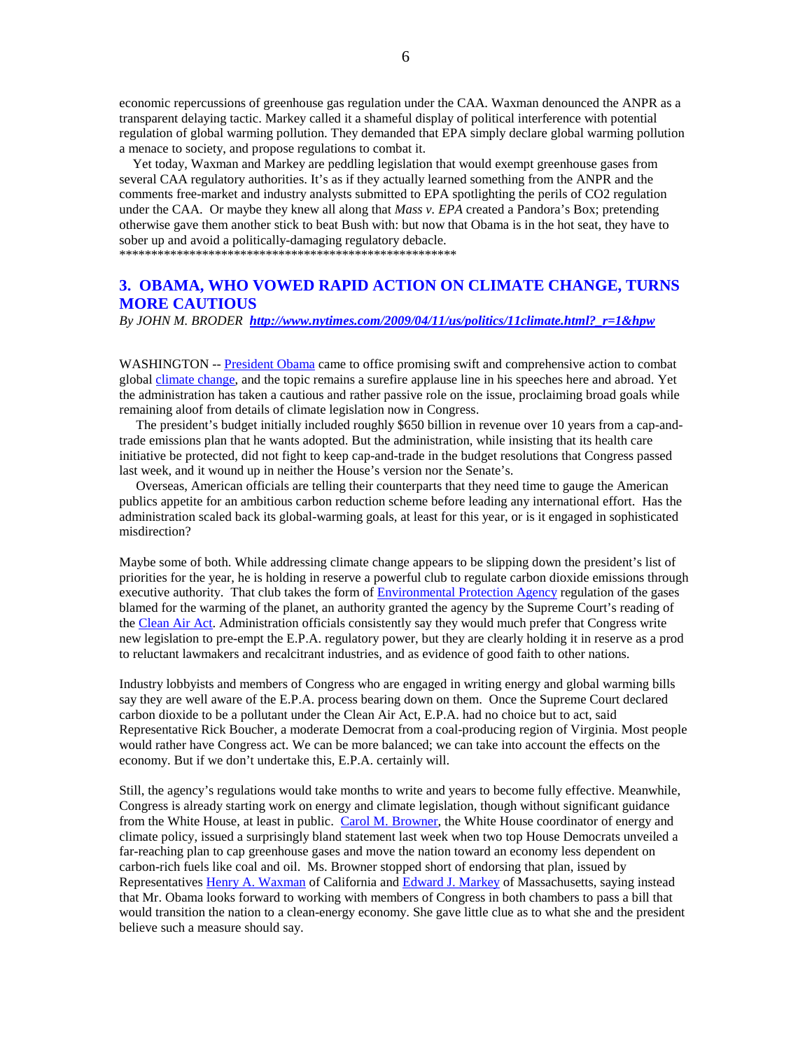economic repercussions of greenhouse gas regulation under the CAA. Waxman denounced the ANPR as a transparent delaying tactic. Markey called it a shameful display of political interference with potential regulation of global warming pollution. They demanded that EPA simply declare global warming pollution a menace to society, and propose regulations to combat it.

Yet today, Waxman and Markey are peddling legislation that would exempt greenhouse gases from several CAA regulatory authorities. It's as if they actually learned something from the ANPR and the comments free-market and industry analysts submitted to EPA spotlighting the perils of CO2 regulation under the CAA. Or maybe they knew all along that *Mass v. EPA* created a Pandora's Box; pretending otherwise gave them another stick to beat Bush with: but now that Obama is in the hot seat, they have to sober up and avoid a politically-damaging regulatory debacle.

\*\*\*\*\*\*\*\*\*\*\*\*\*\*\*\*\*\*\*\*\*\*\*\*\*\*\*\*\*\*\*\*\*\*\*\*\*\*\*\*\*\*\*\*\*\*\*\*\*\*\*\*\*\*\*

## 3. OBAMA, WHO VOWED RAPID ACTION ON CLIMATE CHANGE, TURNS MORE CAUTIOUS

*By JOHN M. BRODER* ***http://www.nytimes.com/2009/04/11/us/politics/11climate.html?_r=1&hpw***

WASHINGTON -- President Obama came to office promising swift and comprehensive action to combat global climate change, and the topic remains a surefire applause line in his speeches here and abroad. Yet the administration has taken a cautious and rather passive role on the issue, proclaiming broad goals while remaining aloof from details of climate legislation now in Congress.

The president's budget initially included roughly $650 billion in revenue over 10 years from a cap-and-trade emissions plan that he wants adopted. But the administration, while insisting that its health care initiative be protected, did not fight to keep cap-and-trade in the budget resolutions that Congress passed last week, and it wound up in neither the House's version nor the Senate's.

Overseas, American officials are telling their counterparts that they need time to gauge the American publics appetite for an ambitious carbon reduction scheme before leading any international effort. Has the administration scaled back its global-warming goals, at least for this year, or is it engaged in sophisticated misdirection?

Maybe some of both. While addressing climate change appears to be slipping down the president's list of priorities for the year, he is holding in reserve a powerful club to regulate carbon dioxide emissions through executive authority. That club takes the form of Environmental Protection Agency regulation of the gases blamed for the warming of the planet, an authority granted the agency by the Supreme Court's reading of the Clean Air Act. Administration officials consistently say they would much prefer that Congress write new legislation to pre-empt the E.P.A. regulatory power, but they are clearly holding it in reserve as a prod to reluctant lawmakers and recalcitrant industries, and as evidence of good faith to other nations.

Industry lobbyists and members of Congress who are engaged in writing energy and global warming bills say they are well aware of the E.P.A. process bearing down on them. Once the Supreme Court declared carbon dioxide to be a pollutant under the Clean Air Act, E.P.A. had no choice but to act, said Representative Rick Boucher, a moderate Democrat from a coal-producing region of Virginia. Most people would rather have Congress act. We can be more balanced; we can take into account the effects on the economy. But if we don't undertake this, E.P.A. certainly will.

Still, the agency's regulations would take months to write and years to become fully effective. Meanwhile, Congress is already starting work on energy and climate legislation, though without significant guidance from the White House, at least in public. Carol M. Browner, the White House coordinator of energy and climate policy, issued a surprisingly bland statement last week when two top House Democrats unveiled a far-reaching plan to cap greenhouse gases and move the nation toward an economy less dependent on carbon-rich fuels like coal and oil. Ms. Browner stopped short of endorsing that plan, issued by Representatives Henry A. Waxman of California and Edward J. Markey of Massachusetts, saying instead that Mr. Obama looks forward to working with members of Congress in both chambers to pass a bill that would transition the nation to a clean-energy economy. She gave little clue as to what she and the president believe such a measure should say.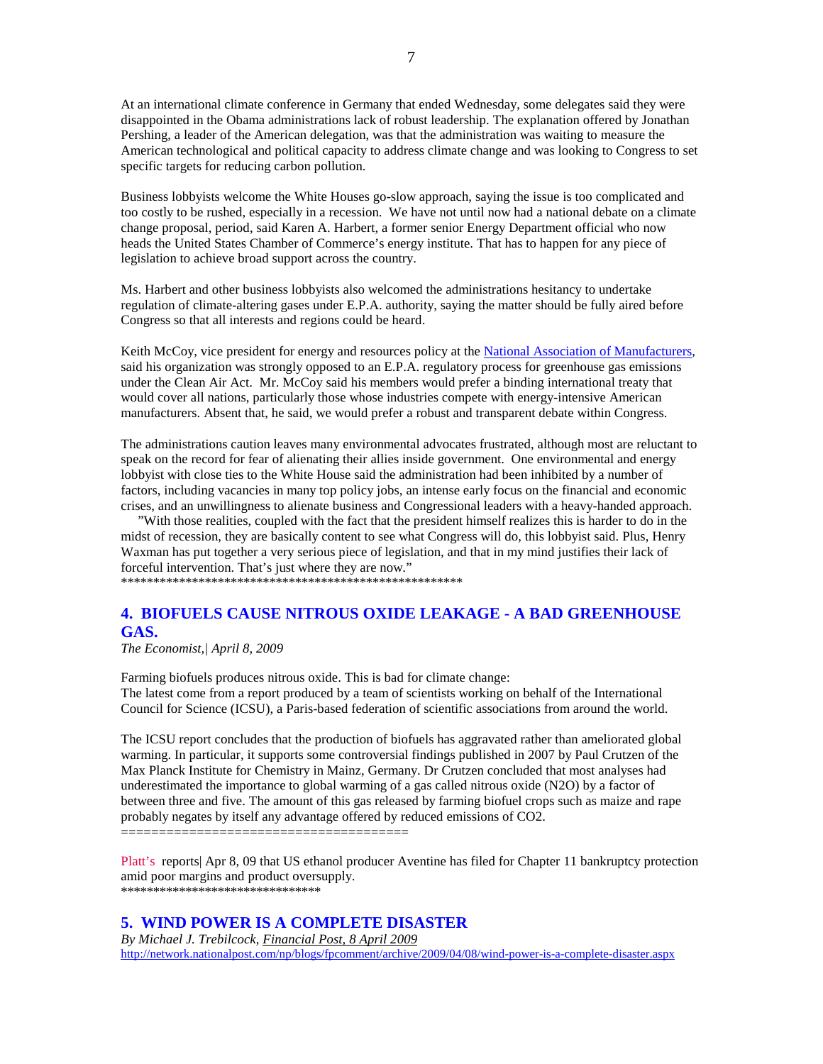At an international climate conference in Germany that ended Wednesday, some delegates said they were disappointed in the Obama administrations lack of robust leadership. The explanation offered by Jonathan Pershing, a leader of the American delegation, was that the administration was waiting to measure the American technological and political capacity to address climate change and was looking to Congress to set specific targets for reducing carbon pollution.

Business lobbyists welcome the White Houses go-slow approach, saying the issue is too complicated and too costly to be rushed, especially in a recession. We have not until now had a national debate on a climate change proposal, period, said Karen A. Harbert, a former senior Energy Department official who now heads the United States Chamber of Commerce's energy institute. That has to happen for any piece of legislation to achieve broad support across the country.

Ms. Harbert and other business lobbyists also welcomed the administrations hesitancy to undertake regulation of climate-altering gases under E.P.A. authority, saying the matter should be fully aired before Congress so that all interests and regions could be heard.

Keith McCoy, vice president for energy and resources policy at the National Association of Manufacturers, said his organization was strongly opposed to an E.P.A. regulatory process for greenhouse gas emissions under the Clean Air Act. Mr. McCoy said his members would prefer a binding international treaty that would cover all nations, particularly those whose industries compete with energy-intensive American manufacturers. Absent that, he said, we would prefer a robust and transparent debate within Congress.

The administrations caution leaves many environmental advocates frustrated, although most are reluctant to speak on the record for fear of alienating their allies inside government. One environmental and energy lobbyist with close ties to the White House said the administration had been inhibited by a number of factors, including vacancies in many top policy jobs, an intense early focus on the financial and economic crises, and an unwillingness to alienate business and Congressional leaders with a heavy-handed approach.
”With those realities, coupled with the fact that the president himself realizes this is harder to do in the midst of recession, they are basically content to see what Congress will do, this lobbyist said. Plus, Henry Waxman has put together a very serious piece of legislation, and that in my mind justifies their lack of forceful intervention. That's just where they are now.”
*******************************************************

## 4. BIOFUELS CAUSE NITROUS OXIDE LEAKAGE - A BAD GREENHOUSE GAS.

*The Economist,| April 8, 2009*

Farming biofuels produces nitrous oxide. This is bad for climate change:
The latest come from a report produced by a team of scientists working on behalf of the International Council for Science (ICSU), a Paris-based federation of scientific associations from around the world.

The ICSU report concludes that the production of biofuels has aggravated rather than ameliorated global warming. In particular, it supports some controversial findings published in 2007 by Paul Crutzen of the Max Planck Institute for Chemistry in Mainz, Germany. Dr Crutzen concluded that most analyses had underestimated the importance to global warming of a gas called nitrous oxide ($N_2O$) by a factor of between three and five. The amount of this gas released by farming biofuel crops such as maize and rape probably negates by itself any advantage offered by reduced emissions of $CO_2$.
======================================

Platt's reports| Apr 8, 09 that US ethanol producer Aventine has filed for Chapter 11 bankruptcy protection amid poor margins and product oversupply.
********************************

## 5. WIND POWER IS A COMPLETE DISASTER

*By Michael J. Trebilcock, Financial Post, 8 April 2009*
http://network.nationalpost.com/np/blogs/fpcomment/archive/2009/04/08/wind-power-is-a-complete-disaster.aspx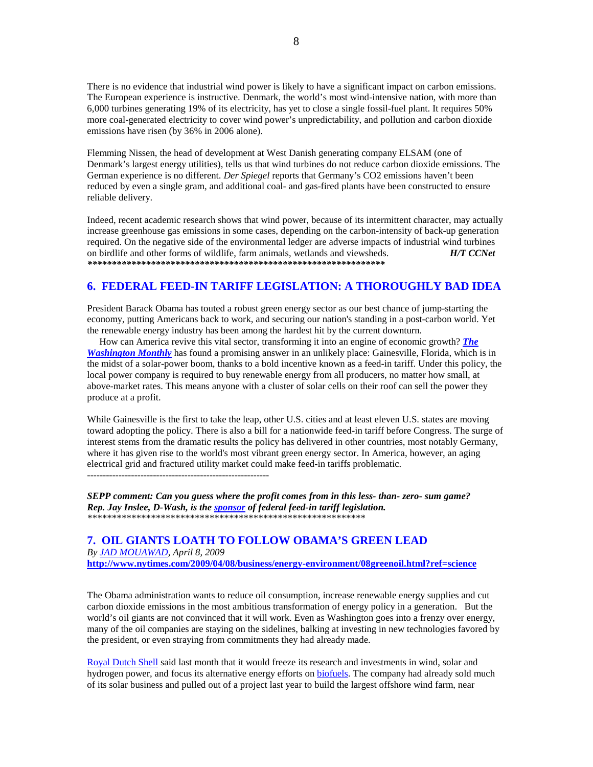There is no evidence that industrial wind power is likely to have a significant impact on carbon emissions. The European experience is instructive. Denmark, the world's most wind-intensive nation, with more than 6,000 turbines generating 19% of its electricity, has yet to close a single fossil-fuel plant. It requires 50% more coal-generated electricity to cover wind power's unpredictability, and pollution and carbon dioxide emissions have risen (by 36% in 2006 alone).

Flemming Nissen, the head of development at West Danish generating company ELSAM (one of Denmark's largest energy utilities), tells us that wind turbines do not reduce carbon dioxide emissions. The German experience is no different. *Der Spiegel* reports that Germany's CO2 emissions haven't been reduced by even a single gram, and additional coal- and gas-fired plants have been constructed to ensure reliable delivery.

Indeed, recent academic research shows that wind power, because of its intermittent character, may actually increase greenhouse gas emissions in some cases, depending on the carbon-intensity of back-up generation required. On the negative side of the environmental ledger are adverse impacts of industrial wind turbines on birdlife and other forms of wildlife, farm animals, wetlands and viewsheds. ***H/T CCNet***

***************************************************************

## 6. FEDERAL FEED-IN TARIFF LEGISLATION: A THOROUGHLY BAD IDEA

President Barack Obama has touted a robust green energy sector as our best chance of jump-starting the economy, putting Americans back to work, and securing our nation's standing in a post-carbon world. Yet the renewable energy industry has been among the hardest hit by the current downturn.

How can America revive this vital sector, transforming it into an engine of economic growth? ***The Washington Monthly*** has found a promising answer in an unlikely place: Gainesville, Florida, which is in the midst of a solar-power boom, thanks to a bold incentive known as a feed-in tariff. Under this policy, the local power company is required to buy renewable energy from all producers, no matter how small, at above-market rates. This means anyone with a cluster of solar cells on their roof can sell the power they produce at a profit.

While Gainesville is the first to take the leap, other U.S. cities and at least eleven U.S. states are moving toward adopting the policy. There is also a bill for a nationwide feed-in tariff before Congress. The surge of interest stems from the dramatic results the policy has delivered in other countries, most notably Germany, where it has given rise to the world's most vibrant green energy sector. In America, however, an aging electrical grid and fractured utility market could make feed-in tariffs problematic.

----------------------------------------------------------

***SEPP comment: Can you guess where the profit comes from in this less- than- zero- sum game? Rep. Jay Inslee, D-Wash, is the sponsor of federal feed-in tariff legislation.***

*************************************************************

## 7. OIL GIANTS LOATH TO FOLLOW OBAMA'S GREEN LEAD

*By JAD MOUAWAD, April 8, 2009*

**http://www.nytimes.com/2009/04/08/business/energy-environment/08greenoil.html?ref=science**

The Obama administration wants to reduce oil consumption, increase renewable energy supplies and cut carbon dioxide emissions in the most ambitious transformation of energy policy in a generation. But the world's oil giants are not convinced that it will work. Even as Washington goes into a frenzy over energy, many of the oil companies are staying on the sidelines, balking at investing in new technologies favored by the president, or even straying from commitments they had already made.

Royal Dutch Shell said last month that it would freeze its research and investments in wind, solar and hydrogen power, and focus its alternative energy efforts on biofuels. The company had already sold much of its solar business and pulled out of a project last year to build the largest offshore wind farm, near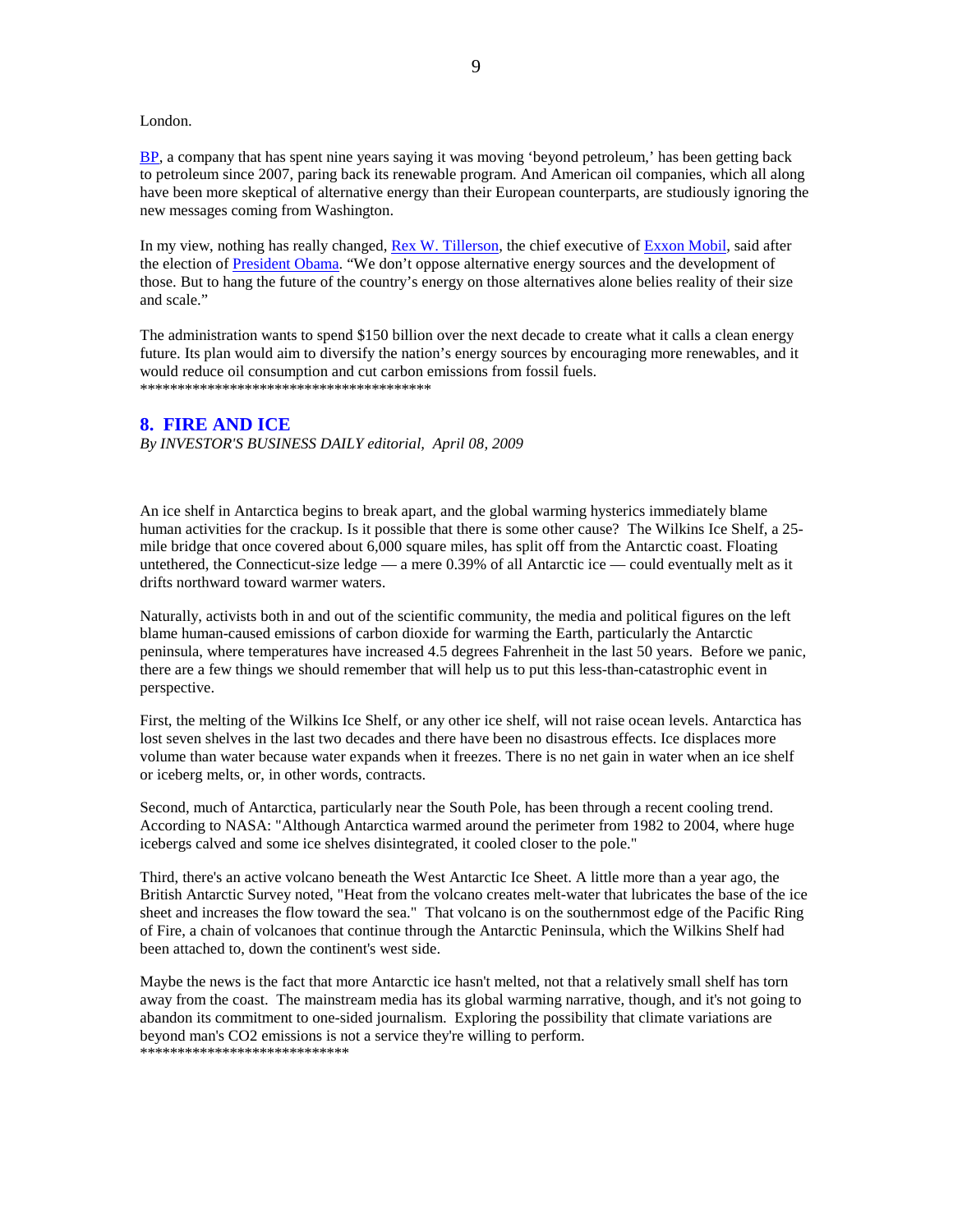London.

BP, a company that has spent nine years saying it was moving 'beyond petroleum,' has been getting back to petroleum since 2007, paring back its renewable program. And American oil companies, which all along have been more skeptical of alternative energy than their European counterparts, are studiously ignoring the new messages coming from Washington.

In my view, nothing has really changed, Rex W. Tillerson, the chief executive of Exxon Mobil, said after the election of President Obama. "We don't oppose alternative energy sources and the development of those. But to hang the future of the country's energy on those alternatives alone belies reality of their size and scale."

The administration wants to spend $150 billion over the next decade to create what it calls a clean energy future. Its plan would aim to diversify the nation's energy sources by encouraging more renewables, and it would reduce oil consumption and cut carbon emissions from fossil fuels.
****************************************

## 8. FIRE AND ICE

*By INVESTOR'S BUSINESS DAILY editorial, April 08, 2009*

An ice shelf in Antarctica begins to break apart, and the global warming hysterics immediately blame human activities for the crackup. Is it possible that there is some other cause? The Wilkins Ice Shelf, a 25-mile bridge that once covered about 6,000 square miles, has split off from the Antarctic coast. Floating untethered, the Connecticut-size ledge — a mere 0.39% of all Antarctic ice — could eventually melt as it drifts northward toward warmer waters.

Naturally, activists both in and out of the scientific community, the media and political figures on the left blame human-caused emissions of carbon dioxide for warming the Earth, particularly the Antarctic peninsula, where temperatures have increased 4.5 degrees Fahrenheit in the last 50 years. Before we panic, there are a few things we should remember that will help us to put this less-than-catastrophic event in perspective.

First, the melting of the Wilkins Ice Shelf, or any other ice shelf, will not raise ocean levels. Antarctica has lost seven shelves in the last two decades and there have been no disastrous effects. Ice displaces more volume than water because water expands when it freezes. There is no net gain in water when an ice shelf or iceberg melts, or, in other words, contracts.

Second, much of Antarctica, particularly near the South Pole, has been through a recent cooling trend. According to NASA: "Although Antarctica warmed around the perimeter from 1982 to 2004, where huge icebergs calved and some ice shelves disintegrated, it cooled closer to the pole."

Third, there's an active volcano beneath the West Antarctic Ice Sheet. A little more than a year ago, the British Antarctic Survey noted, "Heat from the volcano creates melt-water that lubricates the base of the ice sheet and increases the flow toward the sea." That volcano is on the southernmost edge of the Pacific Ring of Fire, a chain of volcanoes that continue through the Antarctic Peninsula, which the Wilkins Shelf had been attached to, down the continent's west side.

Maybe the news is the fact that more Antarctic ice hasn't melted, not that a relatively small shelf has torn away from the coast. The mainstream media has its global warming narrative, though, and it's not going to abandon its commitment to one-sided journalism. Exploring the possibility that climate variations are beyond man's $CO_2$ emissions is not a service they're willing to perform.
****************************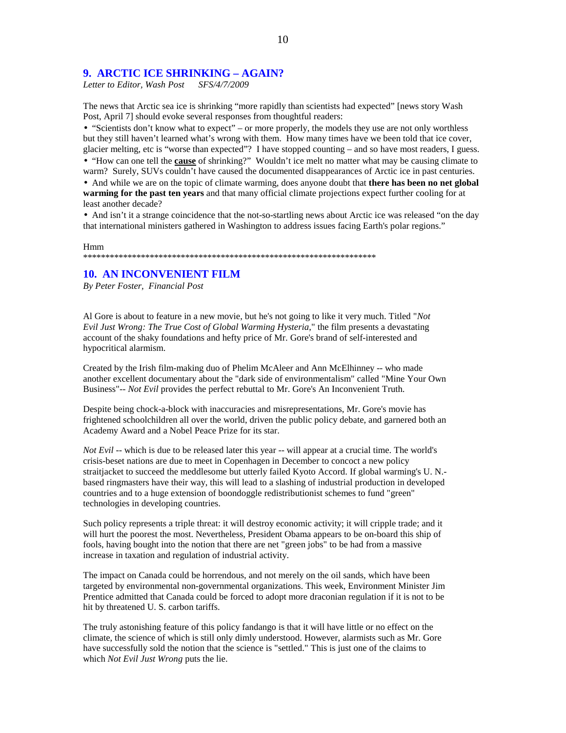## 9. ARCTIC ICE SHRINKING – AGAIN?

*Letter to Editor, Wash Post SFS/4/7/2009*

The news that Arctic sea ice is shrinking "more rapidly than scientists had expected" [news story Wash Post, April 7] should evoke several responses from thoughtful readers:

- "Scientists don't know what to expect" – or more properly, the models they use are not only worthless but they still haven't learned what's wrong with them. How many times have we been told that ice cover, glacier melting, etc is "worse than expected"? I have stopped counting – and so have most readers, I guess.
- "How can one tell the **cause** of shrinking?" Wouldn't ice melt no matter what may be causing climate to warm? Surely, SUVs couldn't have caused the documented disappearances of Arctic ice in past centuries.
- And while we are on the topic of climate warming, does anyone doubt that **there has been no net global warming for the past ten years** and that many official climate projections expect further cooling for at least another decade?
- And isn't it a strange coincidence that the not-so-startling news about Arctic ice was released "on the day that international ministers gathered in Washington to address issues facing Earth's polar regions."

Hmm

*******************************************************************

## 10. AN INCONVENIENT FILM

*By Peter Foster, Financial Post*

Al Gore is about to feature in a new movie, but he's not going to like it very much. Titled "*Not Evil Just Wrong: The True Cost of Global Warming Hysteria*," the film presents a devastating account of the shaky foundations and hefty price of Mr. Gore's brand of self-interested and hypocritical alarmism.

Created by the Irish film-making duo of Phelim McAleer and Ann McElhinney -- who made another excellent documentary about the "dark side of environmentalism" called "Mine Your Own Business"-- *Not Evil* provides the perfect rebuttal to Mr. Gore's An Inconvenient Truth.

Despite being chock-a-block with inaccuracies and misrepresentations, Mr. Gore's movie has frightened schoolchildren all over the world, driven the public policy debate, and garnered both an Academy Award and a Nobel Peace Prize for its star.

*Not Evil* -- which is due to be released later this year -- will appear at a crucial time. The world's crisis-beset nations are due to meet in Copenhagen in December to concoct a new policy straitjacket to succeed the meddlesome but utterly failed Kyoto Accord. If global warming's U. N.-based ringmasters have their way, this will lead to a slashing of industrial production in developed countries and to a huge extension of boondoggle redistributionist schemes to fund "green" technologies in developing countries.

Such policy represents a triple threat: it will destroy economic activity; it will cripple trade; and it will hurt the poorest the most. Nevertheless, President Obama appears to be on-board this ship of fools, having bought into the notion that there are net "green jobs" to be had from a massive increase in taxation and regulation of industrial activity.

The impact on Canada could be horrendous, and not merely on the oil sands, which have been targeted by environmental non-governmental organizations. This week, Environment Minister Jim Prentice admitted that Canada could be forced to adopt more draconian regulation if it is not to be hit by threatened U. S. carbon tariffs.

The truly astonishing feature of this policy fandango is that it will have little or no effect on the climate, the science of which is still only dimly understood. However, alarmists such as Mr. Gore have successfully sold the notion that the science is "settled." This is just one of the claims to which *Not Evil Just Wrong* puts the lie.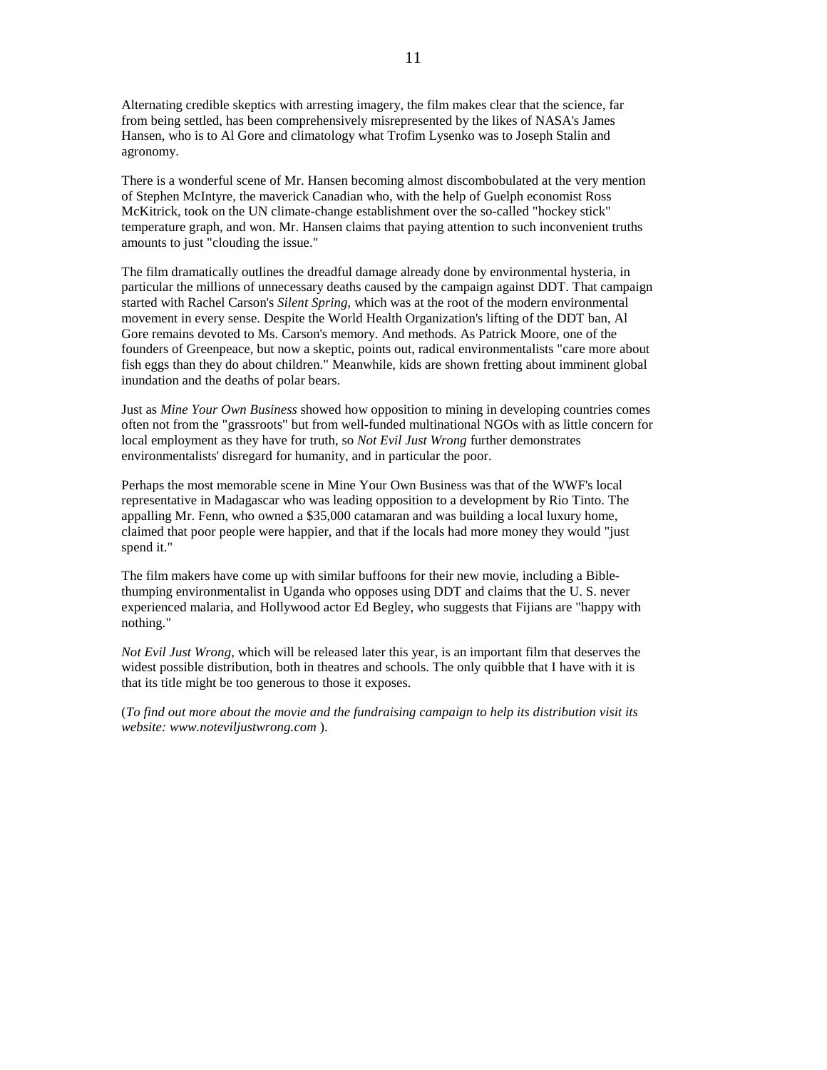Alternating credible skeptics with arresting imagery, the film makes clear that the science, far from being settled, has been comprehensively misrepresented by the likes of NASA's James Hansen, who is to Al Gore and climatology what Trofim Lysenko was to Joseph Stalin and agronomy.

There is a wonderful scene of Mr. Hansen becoming almost discombobulated at the very mention of Stephen McIntyre, the maverick Canadian who, with the help of Guelph economist Ross McKitrick, took on the UN climate-change establishment over the so-called "hockey stick" temperature graph, and won. Mr. Hansen claims that paying attention to such inconvenient truths amounts to just "clouding the issue."

The film dramatically outlines the dreadful damage already done by environmental hysteria, in particular the millions of unnecessary deaths caused by the campaign against DDT. That campaign started with Rachel Carson's *Silent Spring*, which was at the root of the modern environmental movement in every sense. Despite the World Health Organization's lifting of the DDT ban, Al Gore remains devoted to Ms. Carson's memory. And methods. As Patrick Moore, one of the founders of Greenpeace, but now a skeptic, points out, radical environmentalists "care more about fish eggs than they do about children." Meanwhile, kids are shown fretting about imminent global inundation and the deaths of polar bears.

Just as *Mine Your Own Business* showed how opposition to mining in developing countries comes often not from the "grassroots" but from well-funded multinational NGOs with as little concern for local employment as they have for truth, so *Not Evil Just Wrong* further demonstrates environmentalists' disregard for humanity, and in particular the poor.

Perhaps the most memorable scene in Mine Your Own Business was that of the WWF's local representative in Madagascar who was leading opposition to a development by Rio Tinto. The appalling Mr. Fenn, who owned a $35,000 catamaran and was building a local luxury home, claimed that poor people were happier, and that if the locals had more money they would "just spend it."

The film makers have come up with similar buffoons for their new movie, including a Bible-thumping environmentalist in Uganda who opposes using DDT and claims that the U. S. never experienced malaria, and Hollywood actor Ed Begley, who suggests that Fijians are "happy with nothing."

*Not Evil Just Wrong*, which will be released later this year, is an important film that deserves the widest possible distribution, both in theatres and schools. The only quibble that I have with it is that its title might be too generous to those it exposes.

(*To find out more about the movie and the fundraising campaign to help its distribution visit its website: www.noteviljustwrong.com* ).